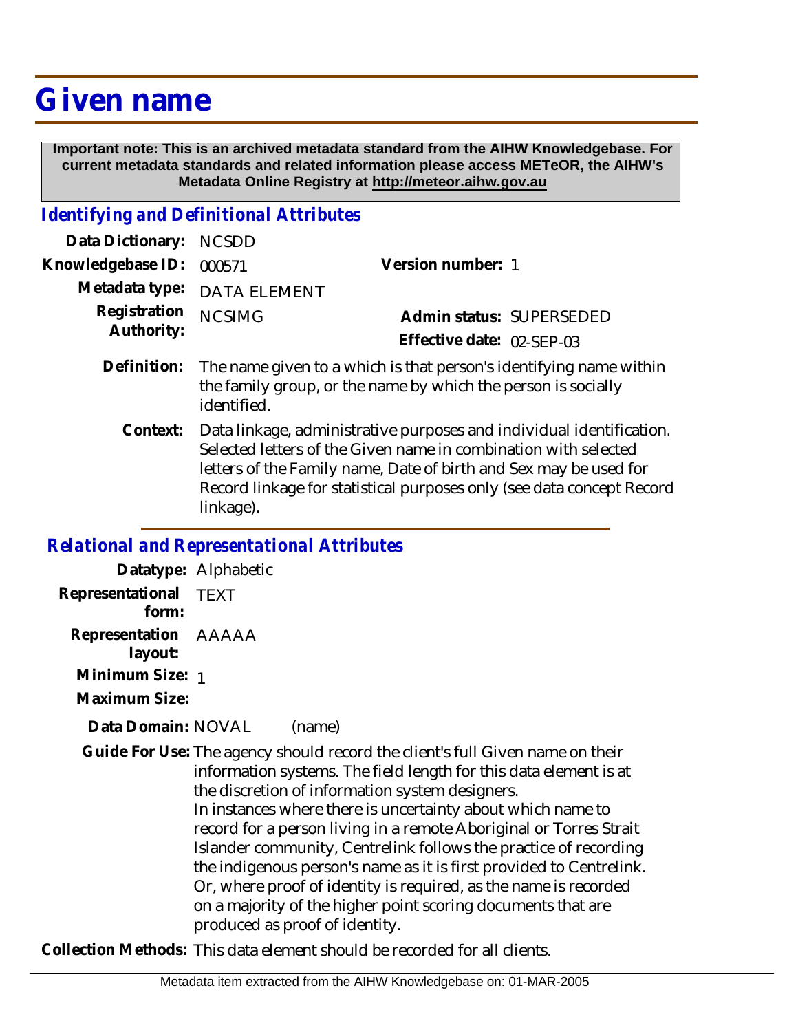# Given name

**Important note: This is an archived metadata standard from the AIHW Knowledgebase. For current metadata standards and related information please access METeOR, the AIHW's Metadata Online Registry at http://meteor.aihw.gov.au**

## *Identifying and Definitional Attributes*

**Data Dictionary:** NCSDD

**Knowledgebase ID:** 000571 **Version number:** 1

**Metadata type:** DATA ELEMENT

**Registration Authority:** NCSIMG **Admin status:** SUPERSEDED

**Effective date:** 02-SEP-03

**Definition:** The name given to a which is that person's identifying name within the family group, or the name by which the person is socially identified.

**Context:** Data linkage, administrative purposes and individual identification. Selected letters of the Given name in combination with selected letters of the Family name, Date of birth and Sex may be used for Record linkage for statistical purposes only (see data concept Record linkage).

## *Relational and Representational Attributes*

**Datatype:** Alphabetic

**Representational form:** TEXT

**Representation layout:** AAAAA

**Minimum Size:** 1

**Maximum Size:**

**Data Domain:** NOVAL (name)

**Guide For Use:** The agency should record the client's full Given name on their information systems. The field length for this data element is at the discretion of information system designers.
In instances where there is uncertainty about which name to record for a person living in a remote Aboriginal or Torres Strait Islander community, Centrelink follows the practice of recording the indigenous person's name as it is first provided to Centrelink. Or, where proof of identity is required, as the name is recorded on a majority of the higher point scoring documents that are produced as proof of identity.

**Collection Methods:** This data element should be recorded for all clients.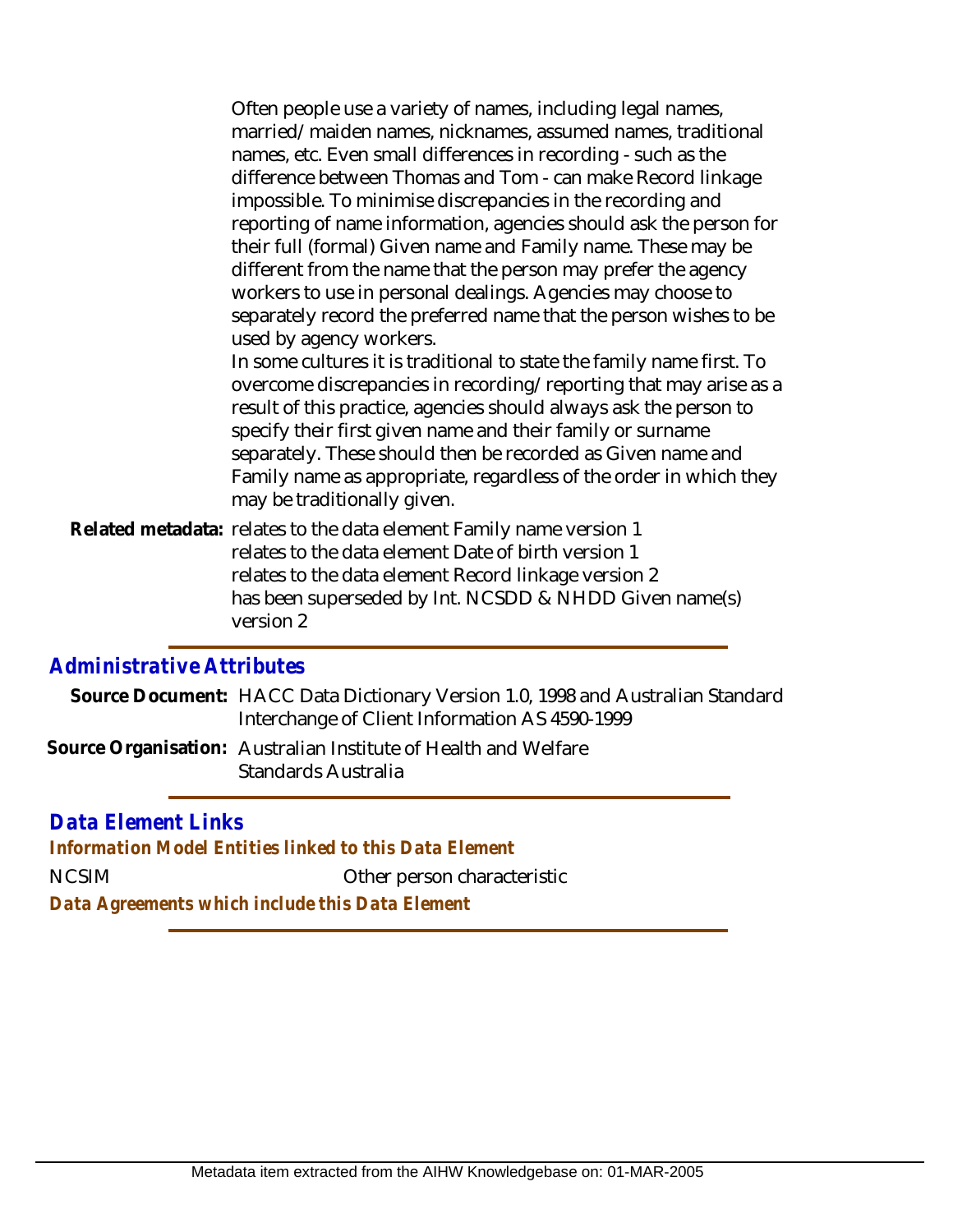Often people use a variety of names, including legal names, married/maiden names, nicknames, assumed names, traditional names, etc. Even small differences in recording - such as the difference between Thomas and Tom - can make Record linkage impossible. To minimise discrepancies in the recording and reporting of name information, agencies should ask the person for their full (formal) Given name and Family name. These may be different from the name that the person may prefer the agency workers to use in personal dealings. Agencies may choose to separately record the preferred name that the person wishes to be used by agency workers.

In some cultures it is traditional to state the family name first. To overcome discrepancies in recording/reporting that may arise as a result of this practice, agencies should always ask the person to specify their first given name and their family or surname separately. These should then be recorded as Given name and Family name as appropriate, regardless of the order in which they may be traditionally given.

**Related metadata:** relates to the data element Family name version 1
relates to the data element Date of birth version 1
relates to the data element Record linkage version 2
has been superseded by Int. NCSDD & NHDD Given name(s) version 2

## Administrative Attributes

**Source Document:** HACC Data Dictionary Version 1.0, 1998 and Australian Standard Interchange of Client Information AS 4590-1999

**Source Organisation:** Australian Institute of Health and Welfare
Standards Australia

## Data Element Links

### Information Model Entities linked to this Data Element

NCSIM Other person characteristic

### Data Agreements which include this Data Element